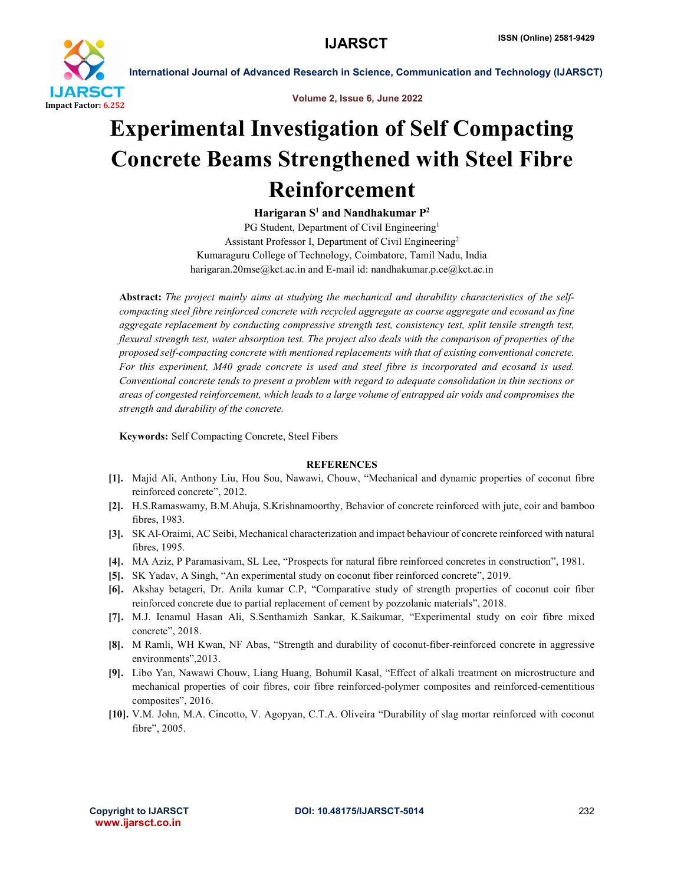# Experimental Investigation of Self Compacting Concrete Beams Strengthened with Steel Fibre Reinforcement

**Harigaran S[1] and Nandhakumar P[2]**

PG Student, Department of Civil Engineering[1]

Assistant Professor I, Department of Civil Engineering[2]

Kumaraguru College of Technology, Coimbatore, Tamil Nadu, India

harigaran.20mse@kct.ac.in and E-mail id: nandhakumar.p.ce@kct.ac.in

**Abstract:** *The project mainly aims at studying the mechanical and durability characteristics of the self-compacting steel fibre reinforced concrete with recycled aggregate as coarse aggregate and ecosand as fine aggregate replacement by conducting compressive strength test, consistency test, split tensile strength test, flexural strength test, water absorption test. The project also deals with the comparison of properties of the proposed self-compacting concrete with mentioned replacements with that of existing conventional concrete. For this experiment, M40 grade concrete is used and steel fibre is incorporated and ecosand is used. Conventional concrete tends to present a problem with regard to adequate consolidation in thin sections or areas of congested reinforcement, which leads to a large volume of entrapped air voids and compromises the strength and durability of the concrete.*

**Keywords:** Self Compacting Concrete, Steel Fibers

## REFERENCES

- **[1].** Majid Ali, Anthony Liu, Hou Sou, Nawawi, Chouw, "Mechanical and dynamic properties of coconut fibre reinforced concrete", 2012.
- **[2].** H.S.Ramaswamy, B.M.Ahuja, S.Krishnamoorthy, Behavior of concrete reinforced with jute, coir and bamboo fibres, 1983.
- **[3].** SK Al-Oraimi, AC Seibi, Mechanical characterization and impact behaviour of concrete reinforced with natural fibres, 1995.
- **[4].** MA Aziz, P Paramasivam, SL Lee, "Prospects for natural fibre reinforced concretes in construction", 1981.
- **[5].** SK Yadav, A Singh, "An experimental study on coconut fiber reinforced concrete", 2019.
- **[6].** Akshay betageri, Dr. Anila kumar C.P, "Comparative study of strength properties of coconut coir fiber reinforced concrete due to partial replacement of cement by pozzolanic materials", 2018.
- **[7].** M.J. Ienamul Hasan Ali, S.Senthamizh Sankar, K.Saikumar, "Experimental study on coir fibre mixed concrete", 2018.
- **[8].** M Ramli, WH Kwan, NF Abas, "Strength and durability of coconut-fiber-reinforced concrete in aggressive environments",2013.
- **[9].** Libo Yan, Nawawi Chouw, Liang Huang, Bohumil Kasal, "Effect of alkali treatment on microstructure and mechanical properties of coir fibres, coir fibre reinforced-polymer composites and reinforced-cementitious composites", 2016.
- **[10].** V.M. John, M.A. Cincotto, V. Agopyan, C.T.A. Oliveira "Durability of slag mortar reinforced with coconut fibre", 2005.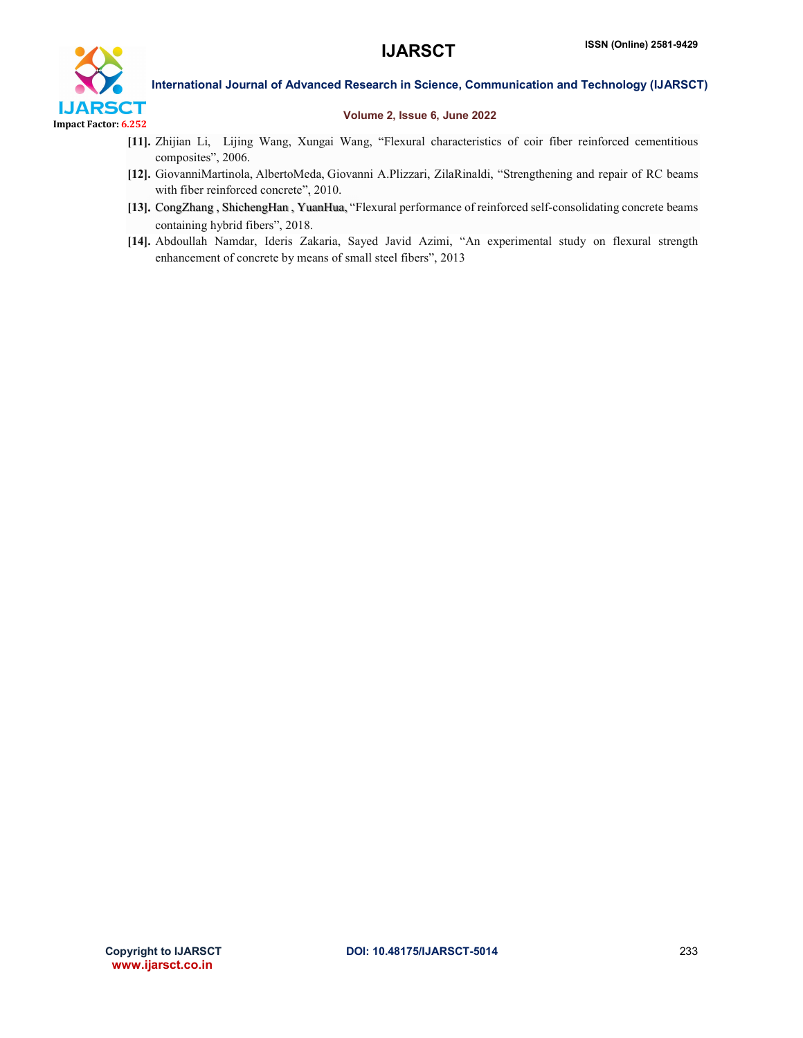**[11].** Zhijian Li, Lijing Wang, Xungai Wang, "Flexural characteristics of coir fiber reinforced cementitious composites", 2006.

**[12].** GiovanniMartinola, AlbertoMeda, Giovanni A.Plizzari, ZilaRinaldi, "Strengthening and repair of RC beams with fiber reinforced concrete", 2010.

**[13].** CongZhang , ShichengHan , YuanHua, "Flexural performance of reinforced self-consolidating concrete beams containing hybrid fibers", 2018.

**[14].** Abdoullah Namdar, Ideris Zakaria, Sayed Javid Azimi, "An experimental study on flexural strength enhancement of concrete by means of small steel fibers", 2013